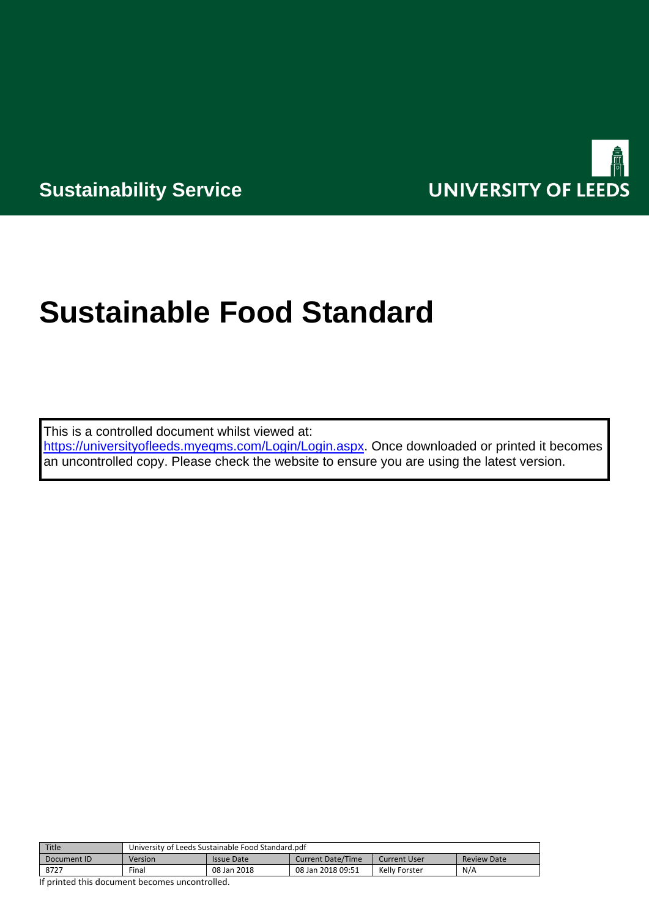Sustainability Service

UNIVERSITY OF LEEDS

# Sustainable Food Standard

This is a controlled document whilst viewed at: https://universityofleeds.myeqms.com/Login/Login.aspx. Once downloaded or printed it becomes an uncontrolled copy. Please check the website to ensure you are using the latest version.

| Title | University of Leeds Sustainable Food Standard.pdf | | | | |
|---|---|---|---|---|---|
| Document ID | Version | Issue Date | Current Date/Time | Current User | Review Date |
| 8727 | Final | 08 Jan 2018 | 08 Jan 2018 09:51 | Kelly Forster | N/A |

If printed this document becomes uncontrolled.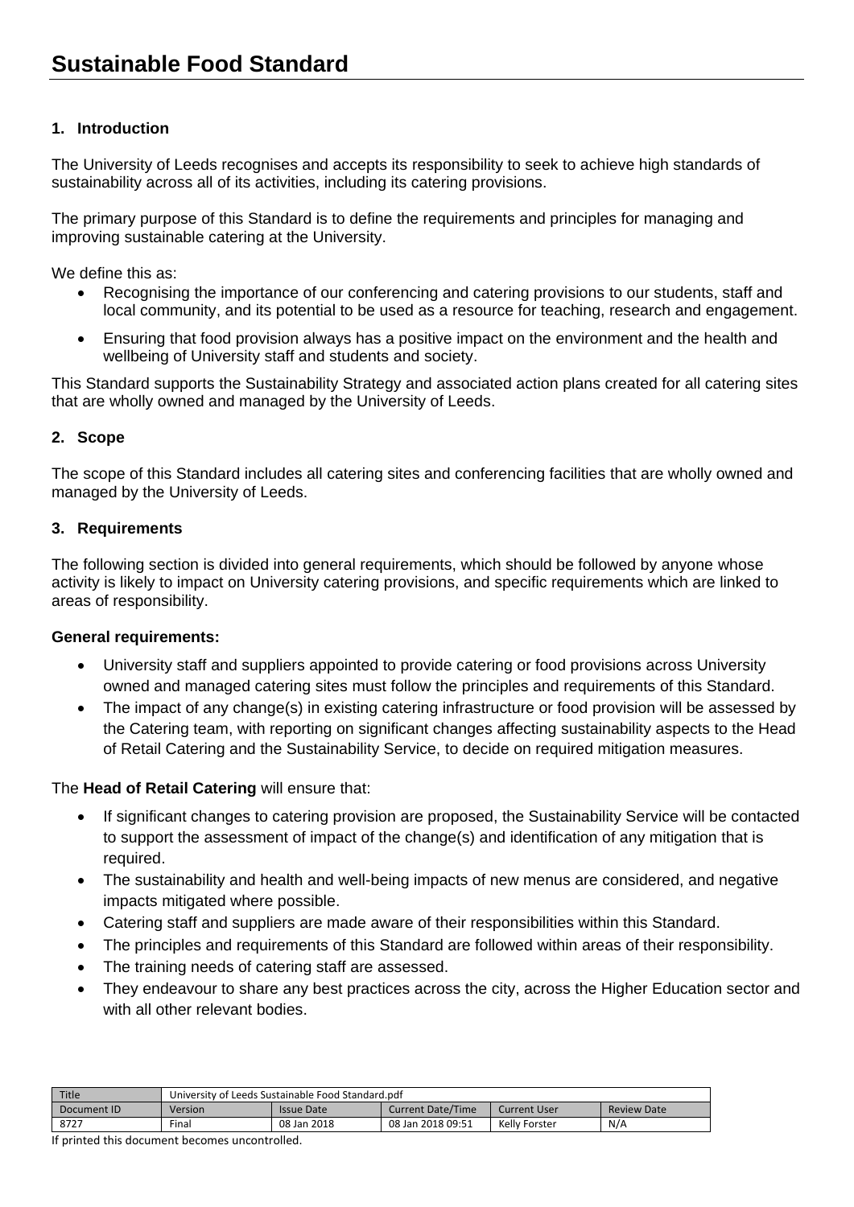# Sustainable Food Standard

## 1. Introduction

The University of Leeds recognises and accepts its responsibility to seek to achieve high standards of sustainability across all of its activities, including its catering provisions.

The primary purpose of this Standard is to define the requirements and principles for managing and improving sustainable catering at the University.

We define this as:

- Recognising the importance of our conferencing and catering provisions to our students, staff and local community, and its potential to be used as a resource for teaching, research and engagement.
- Ensuring that food provision always has a positive impact on the environment and the health and wellbeing of University staff and students and society.

This Standard supports the Sustainability Strategy and associated action plans created for all catering sites that are wholly owned and managed by the University of Leeds.

## 2. Scope

The scope of this Standard includes all catering sites and conferencing facilities that are wholly owned and managed by the University of Leeds.

## 3. Requirements

The following section is divided into general requirements, which should be followed by anyone whose activity is likely to impact on University catering provisions, and specific requirements which are linked to areas of responsibility.

**General requirements:**

- University staff and suppliers appointed to provide catering or food provisions across University owned and managed catering sites must follow the principles and requirements of this Standard.
- The impact of any change(s) in existing catering infrastructure or food provision will be assessed by the Catering team, with reporting on significant changes affecting sustainability aspects to the Head of Retail Catering and the Sustainability Service, to decide on required mitigation measures.

The **Head of Retail Catering** will ensure that:

- If significant changes to catering provision are proposed, the Sustainability Service will be contacted to support the assessment of impact of the change(s) and identification of any mitigation that is required.
- The sustainability and health and well-being impacts of new menus are considered, and negative impacts mitigated where possible.
- Catering staff and suppliers are made aware of their responsibilities within this Standard.
- The principles and requirements of this Standard are followed within areas of their responsibility.
- The training needs of catering staff are assessed.
- They endeavour to share any best practices across the city, across the Higher Education sector and with all other relevant bodies.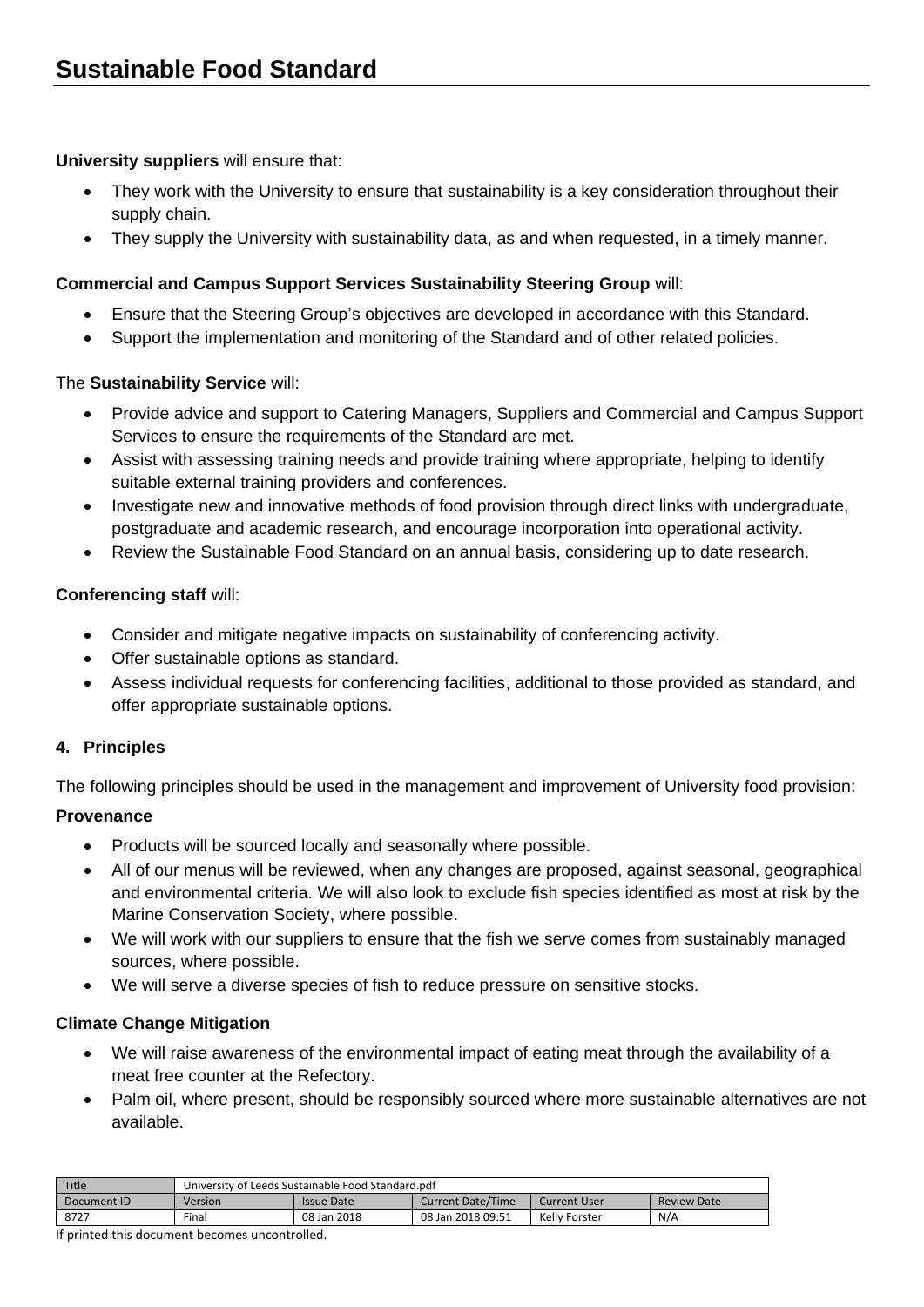**University suppliers** will ensure that:

- They work with the University to ensure that sustainability is a key consideration throughout their supply chain.
- They supply the University with sustainability data, as and when requested, in a timely manner.

**Commercial and Campus Support Services Sustainability Steering Group** will:

- Ensure that the Steering Group's objectives are developed in accordance with this Standard.
- Support the implementation and monitoring of the Standard and of other related policies.

The **Sustainability Service** will:

- Provide advice and support to Catering Managers, Suppliers and Commercial and Campus Support Services to ensure the requirements of the Standard are met.
- Assist with assessing training needs and provide training where appropriate, helping to identify suitable external training providers and conferences.
- Investigate new and innovative methods of food provision through direct links with undergraduate, postgraduate and academic research, and encourage incorporation into operational activity.
- Review the Sustainable Food Standard on an annual basis, considering up to date research.

**Conferencing staff** will:

- Consider and mitigate negative impacts on sustainability of conferencing activity.
- Offer sustainable options as standard.
- Assess individual requests for conferencing facilities, additional to those provided as standard, and offer appropriate sustainable options.

## 4. Principles

The following principles should be used in the management and improvement of University food provision:

### Provenance

- Products will be sourced locally and seasonally where possible.
- All of our menus will be reviewed, when any changes are proposed, against seasonal, geographical and environmental criteria. We will also look to exclude fish species identified as most at risk by the Marine Conservation Society, where possible.
- We will work with our suppliers to ensure that the fish we serve comes from sustainably managed sources, where possible.
- We will serve a diverse species of fish to reduce pressure on sensitive stocks.

### Climate Change Mitigation

- We will raise awareness of the environmental impact of eating meat through the availability of a meat free counter at the Refectory.
- Palm oil, where present, should be responsibly sourced where more sustainable alternatives are not available.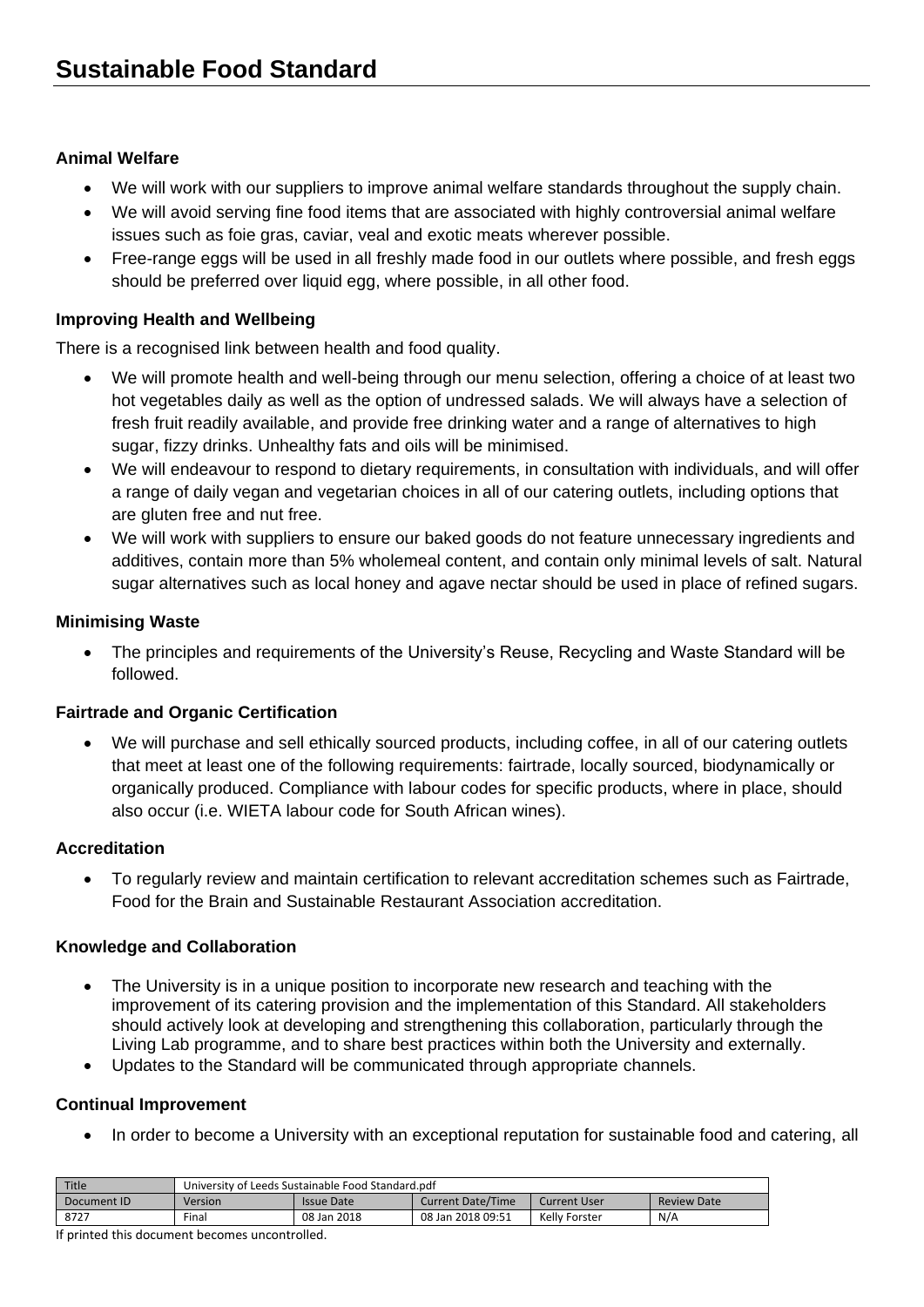# Sustainable Food Standard

### Animal Welfare

- We will work with our suppliers to improve animal welfare standards throughout the supply chain.
- We will avoid serving fine food items that are associated with highly controversial animal welfare issues such as foie gras, caviar, veal and exotic meats wherever possible.
- Free-range eggs will be used in all freshly made food in our outlets where possible, and fresh eggs should be preferred over liquid egg, where possible, in all other food.

### Improving Health and Wellbeing

There is a recognised link between health and food quality.

- We will promote health and well-being through our menu selection, offering a choice of at least two hot vegetables daily as well as the option of undressed salads. We will always have a selection of fresh fruit readily available, and provide free drinking water and a range of alternatives to high sugar, fizzy drinks. Unhealthy fats and oils will be minimised.
- We will endeavour to respond to dietary requirements, in consultation with individuals, and will offer a range of daily vegan and vegetarian choices in all of our catering outlets, including options that are gluten free and nut free.
- We will work with suppliers to ensure our baked goods do not feature unnecessary ingredients and additives, contain more than 5% wholemeal content, and contain only minimal levels of salt. Natural sugar alternatives such as local honey and agave nectar should be used in place of refined sugars.

### Minimising Waste

- The principles and requirements of the University's Reuse, Recycling and Waste Standard will be followed.

### Fairtrade and Organic Certification

- We will purchase and sell ethically sourced products, including coffee, in all of our catering outlets that meet at least one of the following requirements: fairtrade, locally sourced, biodynamically or organically produced. Compliance with labour codes for specific products, where in place, should also occur (i.e. WIETA labour code for South African wines).

### Accreditation

- To regularly review and maintain certification to relevant accreditation schemes such as Fairtrade, Food for the Brain and Sustainable Restaurant Association accreditation.

### Knowledge and Collaboration

- The University is in a unique position to incorporate new research and teaching with the improvement of its catering provision and the implementation of this Standard. All stakeholders should actively look at developing and strengthening this collaboration, particularly through the Living Lab programme, and to share best practices within both the University and externally.
- Updates to the Standard will be communicated through appropriate channels.

### Continual Improvement

- In order to become a University with an exceptional reputation for sustainable food and catering, all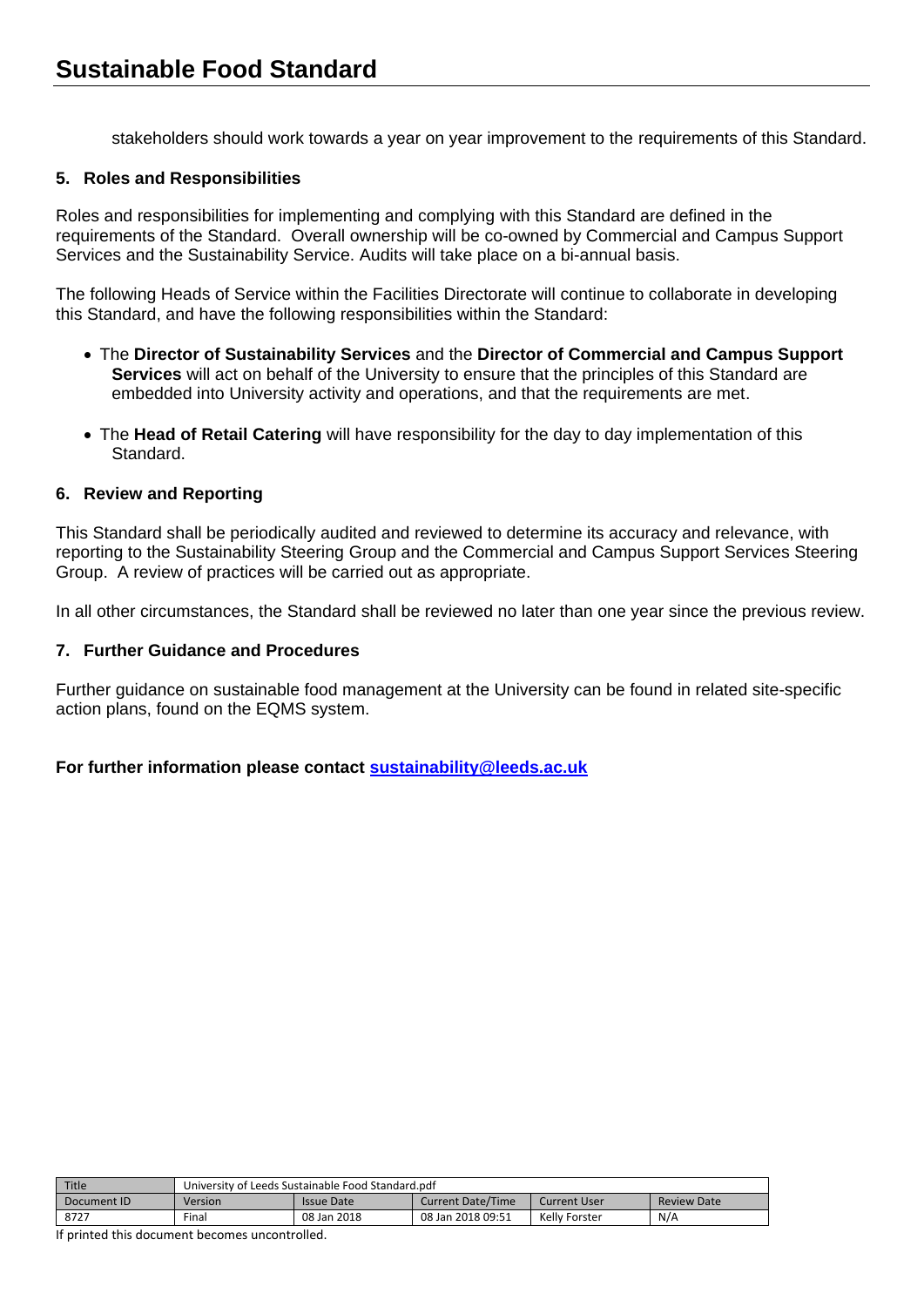stakeholders should work towards a year on year improvement to the requirements of this Standard.

## 5. Roles and Responsibilities

Roles and responsibilities for implementing and complying with this Standard are defined in the requirements of the Standard. Overall ownership will be co-owned by Commercial and Campus Support Services and the Sustainability Service. Audits will take place on a bi-annual basis.

The following Heads of Service within the Facilities Directorate will continue to collaborate in developing this Standard, and have the following responsibilities within the Standard:

- The **Director of Sustainability Services** and the **Director of Commercial and Campus Support Services** will act on behalf of the University to ensure that the principles of this Standard are embedded into University activity and operations, and that the requirements are met.
- The **Head of Retail Catering** will have responsibility for the day to day implementation of this Standard.

## 6. Review and Reporting

This Standard shall be periodically audited and reviewed to determine its accuracy and relevance, with reporting to the Sustainability Steering Group and the Commercial and Campus Support Services Steering Group. A review of practices will be carried out as appropriate.

In all other circumstances, the Standard shall be reviewed no later than one year since the previous review.

## 7. Further Guidance and Procedures

Further guidance on sustainable food management at the University can be found in related site-specific action plans, found on the EQMS system.

**For further information please contact sustainability@leeds.ac.uk**

| Title | University of Leeds Sustainable Food Standard.pdf | | | | |
|---|---|---|---|---|---|
| Document ID | Version | Issue Date | Current Date/Time | Current User | Review Date |
| 8727 | Final | 08 Jan 2018 | 08 Jan 2018 09:51 | Kelly Forster | N/A |

If printed this document becomes uncontrolled.